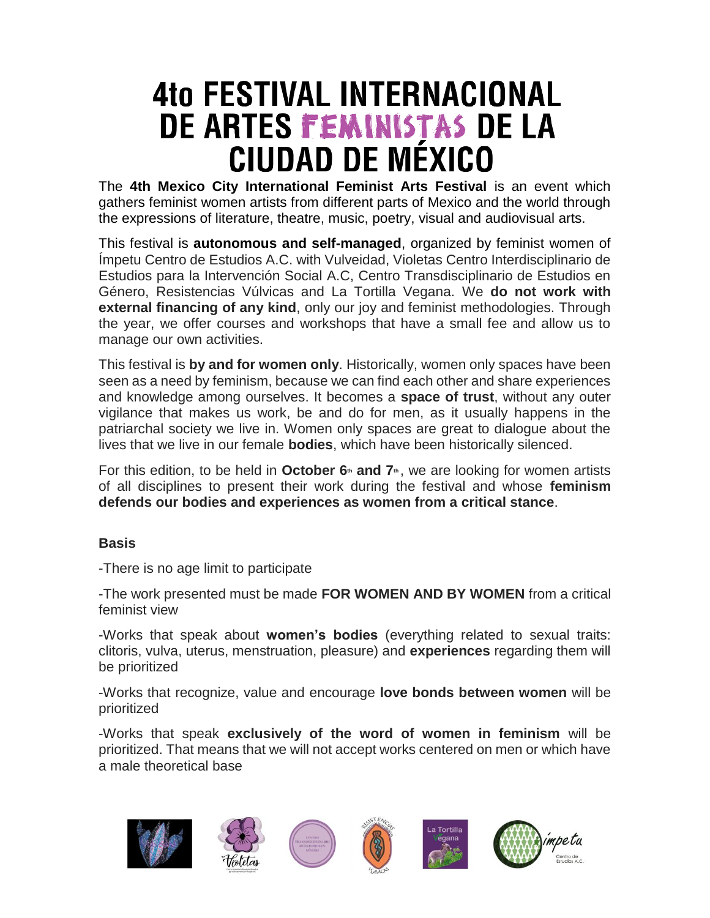# 4to FESTIVAL INTERNACIONAL DE ARTES FEMINISTAS DE LA CIUDAD DE MÉXICO

The **4th Mexico City International Feminist Arts Festival** is an event which gathers feminist women artists from different parts of Mexico and the world through the expressions of literature, theatre, music, poetry, visual and audiovisual arts.

This festival is **autonomous and self-managed**, organized by feminist women of Ímpetu Centro de Estudios A.C. with Vulveidad, Violetas Centro Interdisciplinario de Estudios para la Intervención Social A.C, Centro Transdisciplinario de Estudios en Género, Resistencias Vúlvicas and La Tortilla Vegana. We **do not work with external financing of any kind**, only our joy and feminist methodologies. Through the year, we offer courses and workshops that have a small fee and allow us to manage our own activities.

This festival is **by and for women only**. Historically, women only spaces have been seen as a need by feminism, because we can find each other and share experiences and knowledge among ourselves. It becomes a **space of trust**, without any outer vigilance that makes us work, be and do for men, as it usually happens in the patriarchal society we live in. Women only spaces are great to dialogue about the lives that we live in our female **bodies**, which have been historically silenced.

For this edition, to be held in **October 6th and 7th**, we are looking for women artists of all disciplines to present their work during the festival and whose **feminism defends our bodies and experiences as women from a critical stance**.

**Basis**

-There is no age limit to participate

-The work presented must be made **FOR WOMEN AND BY WOMEN** from a critical feminist view

-Works that speak about **women's bodies** (everything related to sexual traits: clitoris, vulva, uterus, menstruation, pleasure) and **experiences** regarding them will be prioritized

-Works that recognize, value and encourage **love bonds between women** will be prioritized

-Works that speak **exclusively of the word of women in feminism** will be prioritized. That means that we will not accept works centered on men or which have a male theoretical base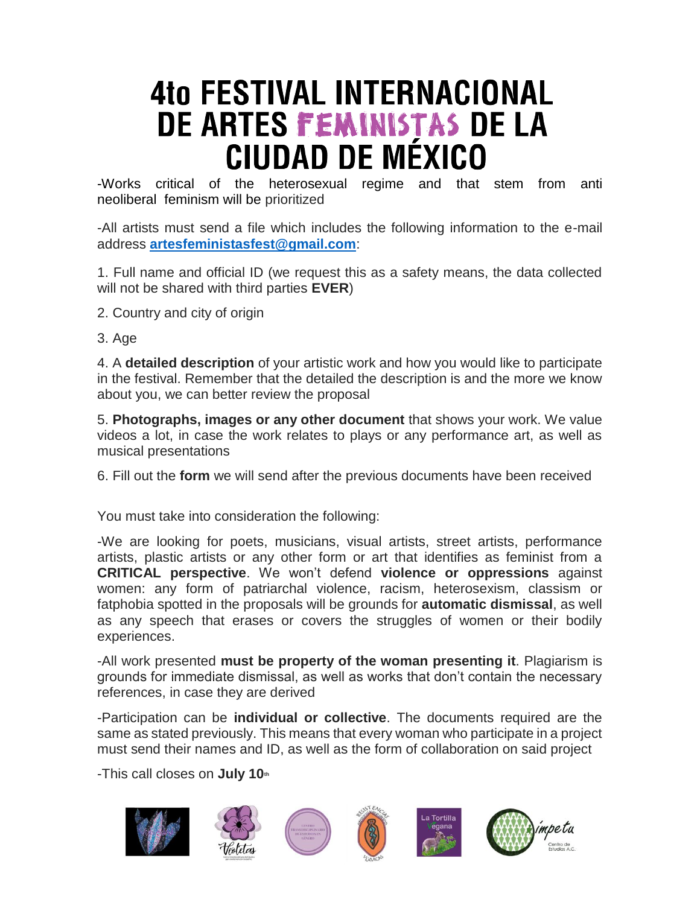# 4to FESTIVAL INTERNACIONAL DE ARTES FEMINISTAS DE LA CIUDAD DE MÉXICO

-Works critical of the heterosexual regime and that stem from anti neoliberal feminism will be prioritized

-All artists must send a file which includes the following information to the e-mail address **artesfeministasfest@gmail.com**:

1. Full name and official ID (we request this as a safety means, the data collected will not be shared with third parties **EVER**)

2. Country and city of origin

3. Age

4. A **detailed description** of your artistic work and how you would like to participate in the festival. Remember that the detailed the description is and the more we know about you, we can better review the proposal

5. **Photographs, images or any other document** that shows your work. We value videos a lot, in case the work relates to plays or any performance art, as well as musical presentations

6. Fill out the **form** we will send after the previous documents have been received

You must take into consideration the following:

-We are looking for poets, musicians, visual artists, street artists, performance artists, plastic artists or any other form or art that identifies as feminist from a **CRITICAL perspective**. We won't defend **violence or oppressions** against women: any form of patriarchal violence, racism, heterosexism, classism or fatphobia spotted in the proposals will be grounds for **automatic dismissal**, as well as any speech that erases or covers the struggles of women or their bodily experiences.

-All work presented **must be property of the woman presenting it**. Plagiarism is grounds for immediate dismissal, as well as works that don't contain the necessary references, in case they are derived

-Participation can be **individual or collective**. The documents required are the same as stated previously. This means that every woman who participate in a project must send their names and ID, as well as the form of collaboration on said project

-This call closes on **July 10th**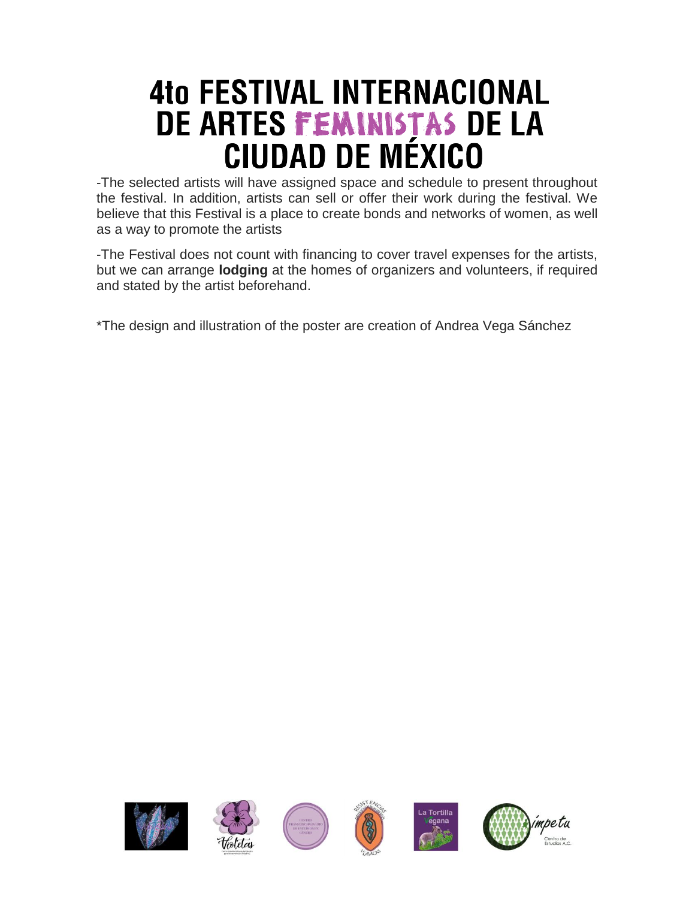# 4to FESTIVAL INTERNACIONAL DE ARTES FEMINISTAS DE LA CIUDAD DE MÉXICO

-The selected artists will have assigned space and schedule to present throughout the festival. In addition, artists can sell or offer their work during the festival. We believe that this Festival is a place to create bonds and networks of women, as well as a way to promote the artists

-The Festival does not count with financing to cover travel expenses for the artists, but we can arrange **lodging** at the homes of organizers and volunteers, if required and stated by the artist beforehand.

*The design and illustration of the poster are creation of Andrea Vega Sánchez